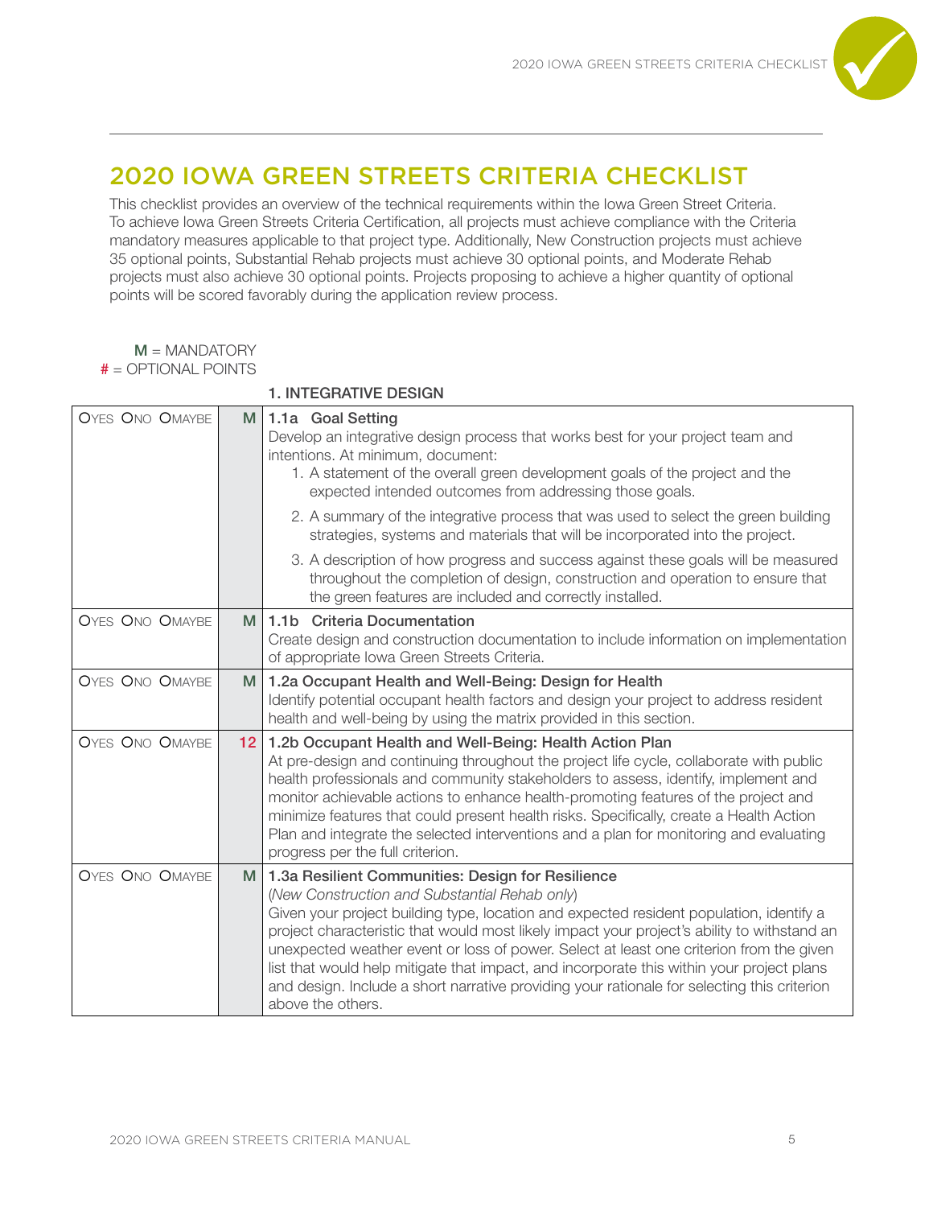# 2020 IOWA GREEN STREETS CRITERIA CHECKLIST

This checklist provides an overview of the technical requirements within the Iowa Green Street Criteria. To achieve Iowa Green Streets Criteria Certification, all projects must achieve compliance with the Criteria mandatory measures applicable to that project type. Additionally, New Construction projects must achieve 35 optional points, Substantial Rehab projects must achieve 30 optional points, and Moderate Rehab projects must also achieve 30 optional points. Projects proposing to achieve a higher quantity of optional points will be scored favorably during the application review process.

**M** = MANDATORY
**#** = OPTIONAL POINTS

## 1. INTEGRATIVE DESIGN

| | | |
|---|---|---|
| O YES O NO O MAYBE | M | **1.1a Goal Setting**<br>Develop an integrative design process that works best for your project team and intentions. At minimum, document:<br>1. A statement of the overall green development goals of the project and the expected intended outcomes from addressing those goals.<br>2. A summary of the integrative process that was used to select the green building strategies, systems and materials that will be incorporated into the project.<br>3. A description of how progress and success against these goals will be measured throughout the completion of design, construction and operation to ensure that the green features are included and correctly installed. |
| O YES O NO O MAYBE | M | **1.1b Criteria Documentation**<br>Create design and construction documentation to include information on implementation of appropriate Iowa Green Streets Criteria. |
| O YES O NO O MAYBE | M | **1.2a Occupant Health and Well-Being: Design for Health**<br>Identify potential occupant health factors and design your project to address resident health and well-being by using the matrix provided in this section. |
| O YES O NO O MAYBE | 12 | **1.2b Occupant Health and Well-Being: Health Action Plan**<br>At pre-design and continuing throughout the project life cycle, collaborate with public health professionals and community stakeholders to assess, identify, implement and monitor achievable actions to enhance health-promoting features of the project and minimize features that could present health risks. Specifically, create a Health Action Plan and integrate the selected interventions and a plan for monitoring and evaluating progress per the full criterion. |
| O YES O NO O MAYBE | M | **1.3a Resilient Communities: Design for Resilience**<br>*(New Construction and Substantial Rehab only)*<br>Given your project building type, location and expected resident population, identify a project characteristic that would most likely impact your project's ability to withstand an unexpected weather event or loss of power. Select at least one criterion from the given list that would help mitigate that impact, and incorporate this within your project plans and design. Include a short narrative providing your rationale for selecting this criterion above the others. |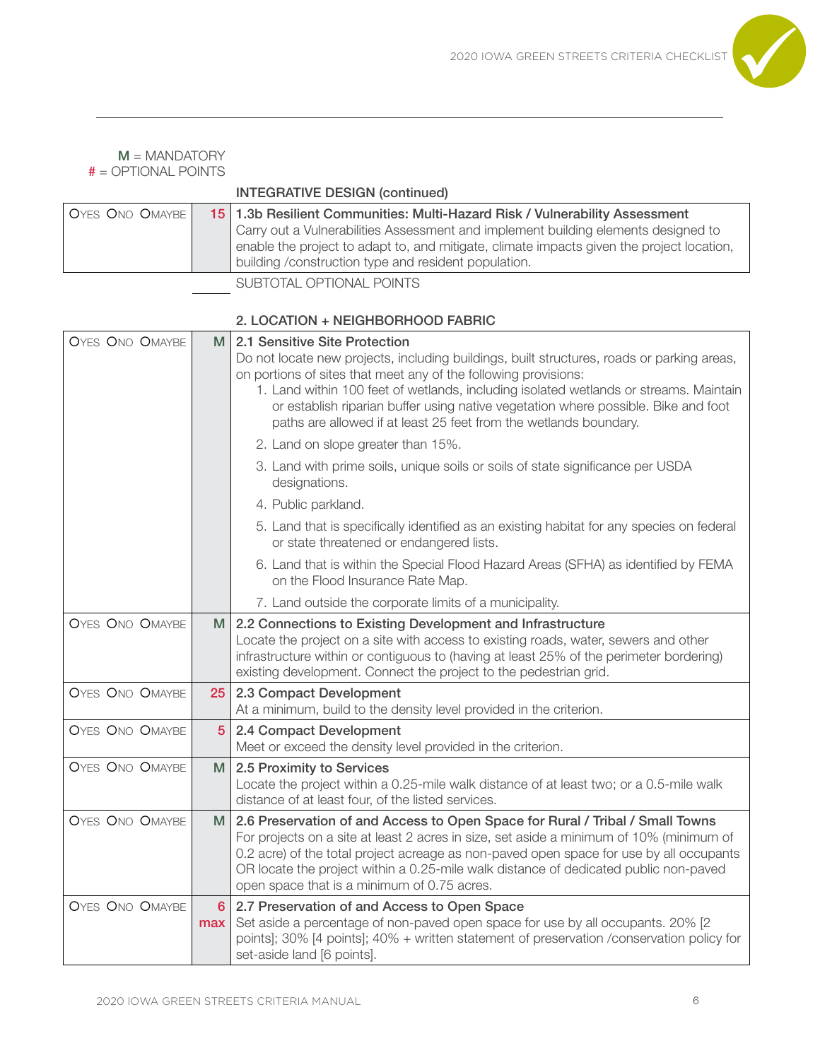**M** = MANDATORY
**#** = OPTIONAL POINTS

**INTEGRATIVE DESIGN (continued)**

| | | |
|---|---|---|
| OYES ONO OMAYBE | 15 | **1.3b Resilient Communities: Multi-Hazard Risk / Vulnerability Assessment**<br>Carry out a Vulnerabilities Assessment and implement building elements designed to enable the project to adapt to, and mitigate, climate impacts given the project location, building /construction type and resident population. |

SUBTOTAL OPTIONAL POINTS

**2. LOCATION + NEIGHBORHOOD FABRIC**

| | | |
|---|---|---|
| OYES ONO OMAYBE | M | **2.1 Sensitive Site Protection**<br>Do not locate new projects, including buildings, built structures, roads or parking areas, on portions of sites that meet any of the following provisions:<br>1. Land within 100 feet of wetlands, including isolated wetlands or streams. Maintain or establish riparian buffer using native vegetation where possible. Bike and foot paths are allowed if at least 25 feet from the wetlands boundary.<br>2. Land on slope greater than 15%.<br>3. Land with prime soils, unique soils or soils of state significance per USDA designations.<br>4. Public parkland.<br>5. Land that is specifically identified as an existing habitat for any species on federal or state threatened or endangered lists.<br>6. Land that is within the Special Flood Hazard Areas (SFHA) as identified by FEMA on the Flood Insurance Rate Map.<br>7. Land outside the corporate limits of a municipality. |
| OYES ONO OMAYBE | M | **2.2 Connections to Existing Development and Infrastructure**<br>Locate the project on a site with access to existing roads, water, sewers and other infrastructure within or contiguous to (having at least 25% of the perimeter bordering) existing development. Connect the project to the pedestrian grid. |
| OYES ONO OMAYBE | 25 | **2.3 Compact Development**<br>At a minimum, build to the density level provided in the criterion. |
| OYES ONO OMAYBE | 5 | **2.4 Compact Development**<br>Meet or exceed the density level provided in the criterion. |
| OYES ONO OMAYBE | M | **2.5 Proximity to Services**<br>Locate the project within a 0.25-mile walk distance of at least two; or a 0.5-mile walk distance of at least four, of the listed services. |
| OYES ONO OMAYBE | M | **2.6 Preservation of and Access to Open Space for Rural / Tribal / Small Towns**<br>For projects on a site at least 2 acres in size, set aside a minimum of 10% (minimum of 0.2 acre) of the total project acreage as non-paved open space for use by all occupants OR locate the project within a 0.25-mile walk distance of dedicated public non-paved open space that is a minimum of 0.75 acres. |
| OYES ONO OMAYBE | 6 max | **2.7 Preservation of and Access to Open Space**<br>Set aside a percentage of non-paved open space for use by all occupants. 20% [2 points]; 30% [4 points]; 40% + written statement of preservation /conservation policy for set-aside land [6 points]. |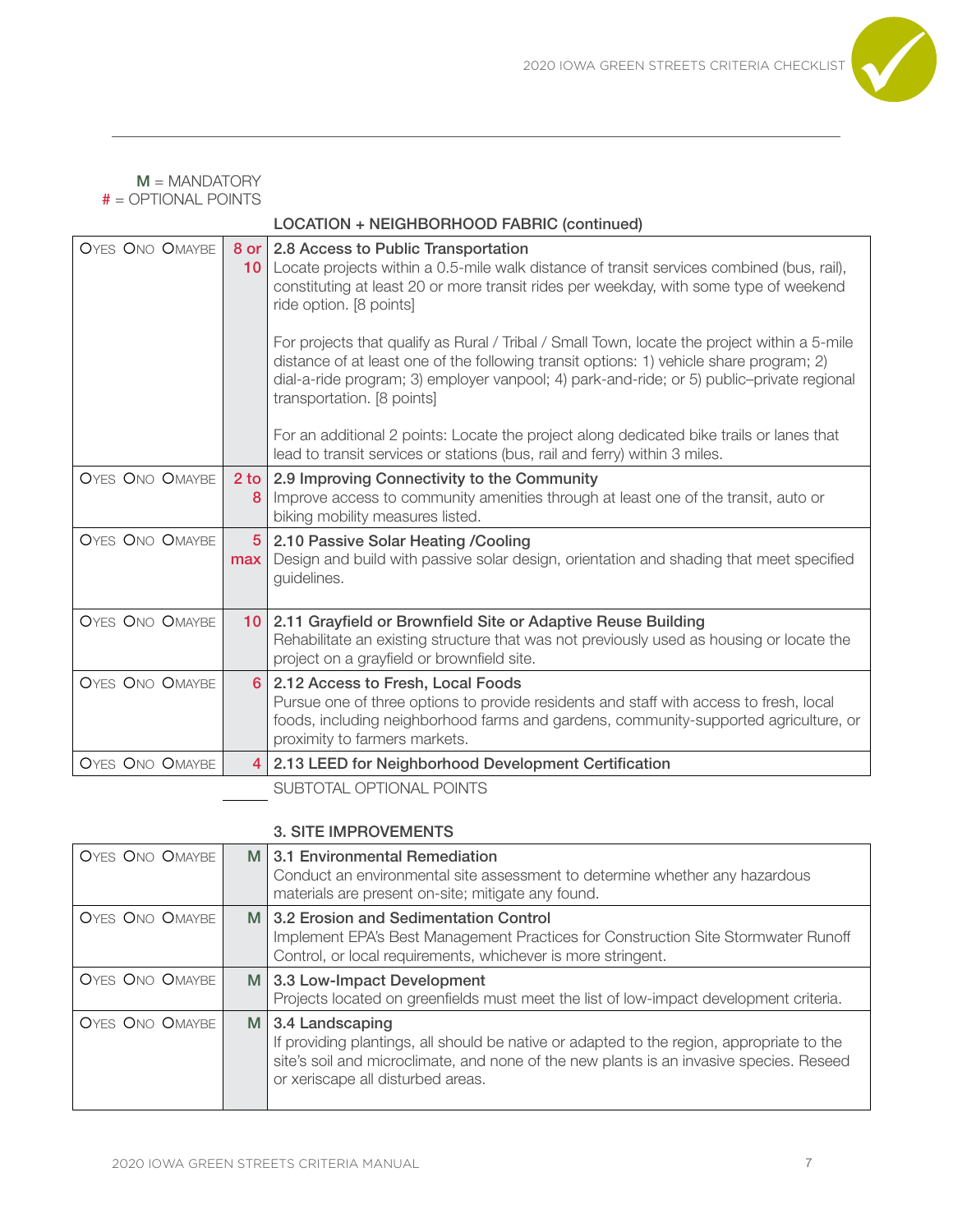**M** = MANDATORY
**#** = OPTIONAL POINTS

### LOCATION + NEIGHBORHOOD FABRIC (continued)

| | | |
|---|---|---|
| OYES ONO OMAYBE | 8 or 10 | **2.8 Access to Public Transportation**<br>Locate projects within a 0.5-mile walk distance of transit services combined (bus, rail), constituting at least 20 or more transit rides per weekday, with some type of weekend ride option. [8 points]<br><br>For projects that qualify as Rural / Tribal / Small Town, locate the project within a 5-mile distance of at least one of the following transit options: 1) vehicle share program; 2) dial-a-ride program; 3) employer vanpool; 4) park-and-ride; or 5) public–private regional transportation. [8 points]<br><br>For an additional 2 points: Locate the project along dedicated bike trails or lanes that lead to transit services or stations (bus, rail and ferry) within 3 miles. |
| OYES ONO OMAYBE | 2 to 8 | **2.9 Improving Connectivity to the Community**<br>Improve access to community amenities through at least one of the transit, auto or biking mobility measures listed. |
| OYES ONO OMAYBE | 5 max | **2.10 Passive Solar Heating /Cooling**<br>Design and build with passive solar design, orientation and shading that meet specified guidelines. |
| OYES ONO OMAYBE | 10 | **2.11 Grayfield or Brownfield Site or Adaptive Reuse Building**<br>Rehabilitate an existing structure that was not previously used as housing or locate the project on a grayfield or brownfield site. |
| OYES ONO OMAYBE | 6 | **2.12 Access to Fresh, Local Foods**<br>Pursue one of three options to provide residents and staff with access to fresh, local foods, including neighborhood farms and gardens, community-supported agriculture, or proximity to farmers markets. |
| OYES ONO OMAYBE | 4 | **2.13 LEED for Neighborhood Development Certification** |
| | ______ | SUBTOTAL OPTIONAL POINTS |

### 3. SITE IMPROVEMENTS

| | | |
|---|---|---|
| OYES ONO OMAYBE | M | **3.1 Environmental Remediation**<br>Conduct an environmental site assessment to determine whether any hazardous materials are present on-site; mitigate any found. |
| OYES ONO OMAYBE | M | **3.2 Erosion and Sedimentation Control**<br>Implement EPA's Best Management Practices for Construction Site Stormwater Runoff Control, or local requirements, whichever is more stringent. |
| OYES ONO OMAYBE | M | **3.3 Low-Impact Development**<br>Projects located on greenfields must meet the list of low-impact development criteria. |
| OYES ONO OMAYBE | M | **3.4 Landscaping**<br>If providing plantings, all should be native or adapted to the region, appropriate to the site's soil and microclimate, and none of the new plants is an invasive species. Reseed or xeriscape all disturbed areas. |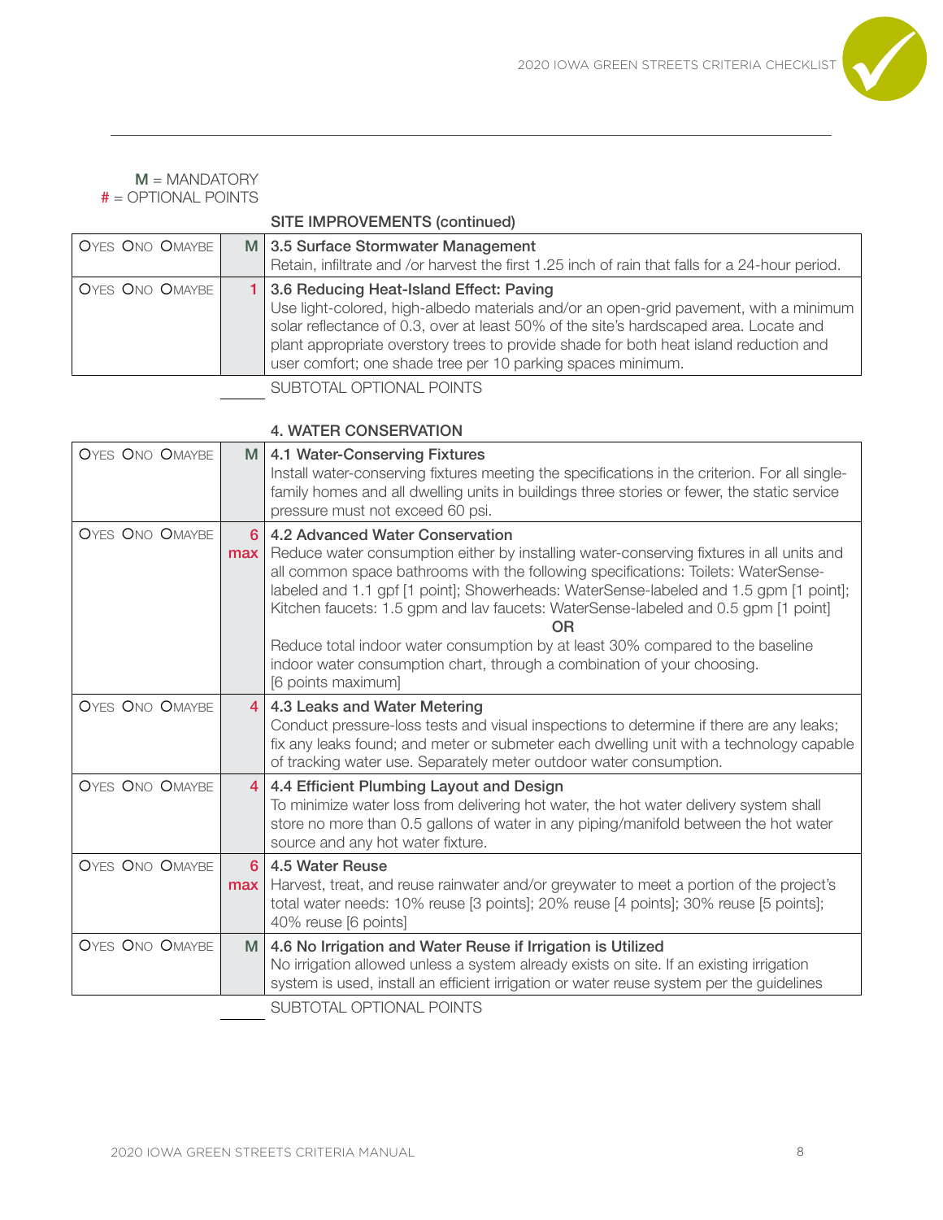**M** = MANDATORY
**#** = OPTIONAL POINTS

## SITE IMPROVEMENTS (continued)

| | | |
|---|---|---|
| O YES O NO O MAYBE | M | **3.5 Surface Stormwater Management**<br>Retain, infiltrate and /or harvest the first 1.25 inch of rain that falls for a 24-hour period. |
| O YES O NO O MAYBE | 1 | **3.6 Reducing Heat-Island Effect: Paving**<br>Use light-colored, high-albedo materials and/or an open-grid pavement, with a minimum solar reflectance of 0.3, over at least 50% of the site's hardscaped area. Locate and plant appropriate overstory trees to provide shade for both heat island reduction and user comfort; one shade tree per 10 parking spaces minimum. |
| | ______ | SUBTOTAL OPTIONAL POINTS |

## 4. WATER CONSERVATION

| | | |
|---|---|---|
| O YES O NO O MAYBE | M | **4.1 Water-Conserving Fixtures**<br>Install water-conserving fixtures meeting the specifications in the criterion. For all single-family homes and all dwelling units in buildings three stories or fewer, the static service pressure must not exceed 60 psi. |
| O YES O NO O MAYBE | 6 max | **4.2 Advanced Water Conservation**<br>Reduce water consumption either by installing water-conserving fixtures in all units and all common space bathrooms with the following specifications: Toilets: WaterSense-labeled and 1.1 gpf [1 point]; Showerheads: WaterSense-labeled and 1.5 gpm [1 point]; Kitchen faucets: 1.5 gpm and lav faucets: WaterSense-labeled and 0.5 gpm [1 point]<br>OR<br>Reduce total indoor water consumption by at least 30% compared to the baseline indoor water consumption chart, through a combination of your choosing.<br>[6 points maximum] |
| O YES O NO O MAYBE | 4 | **4.3 Leaks and Water Metering**<br>Conduct pressure-loss tests and visual inspections to determine if there are any leaks; fix any leaks found; and meter or submeter each dwelling unit with a technology capable of tracking water use. Separately meter outdoor water consumption. |
| O YES O NO O MAYBE | 4 | **4.4 Efficient Plumbing Layout and Design**<br>To minimize water loss from delivering hot water, the hot water delivery system shall store no more than 0.5 gallons of water in any piping/manifold between the hot water source and any hot water fixture. |
| O YES O NO O MAYBE | 6 max | **4.5 Water Reuse**<br>Harvest, treat, and reuse rainwater and/or greywater to meet a portion of the project's total water needs: 10% reuse [3 points]; 20% reuse [4 points]; 30% reuse [5 points]; 40% reuse [6 points] |
| O YES O NO O MAYBE | M | **4.6 No Irrigation and Water Reuse if Irrigation is Utilized**<br>No irrigation allowed unless a system already exists on site. If an existing irrigation system is used, install an efficient irrigation or water reuse system per the guidelines |
| | ______ | SUBTOTAL OPTIONAL POINTS |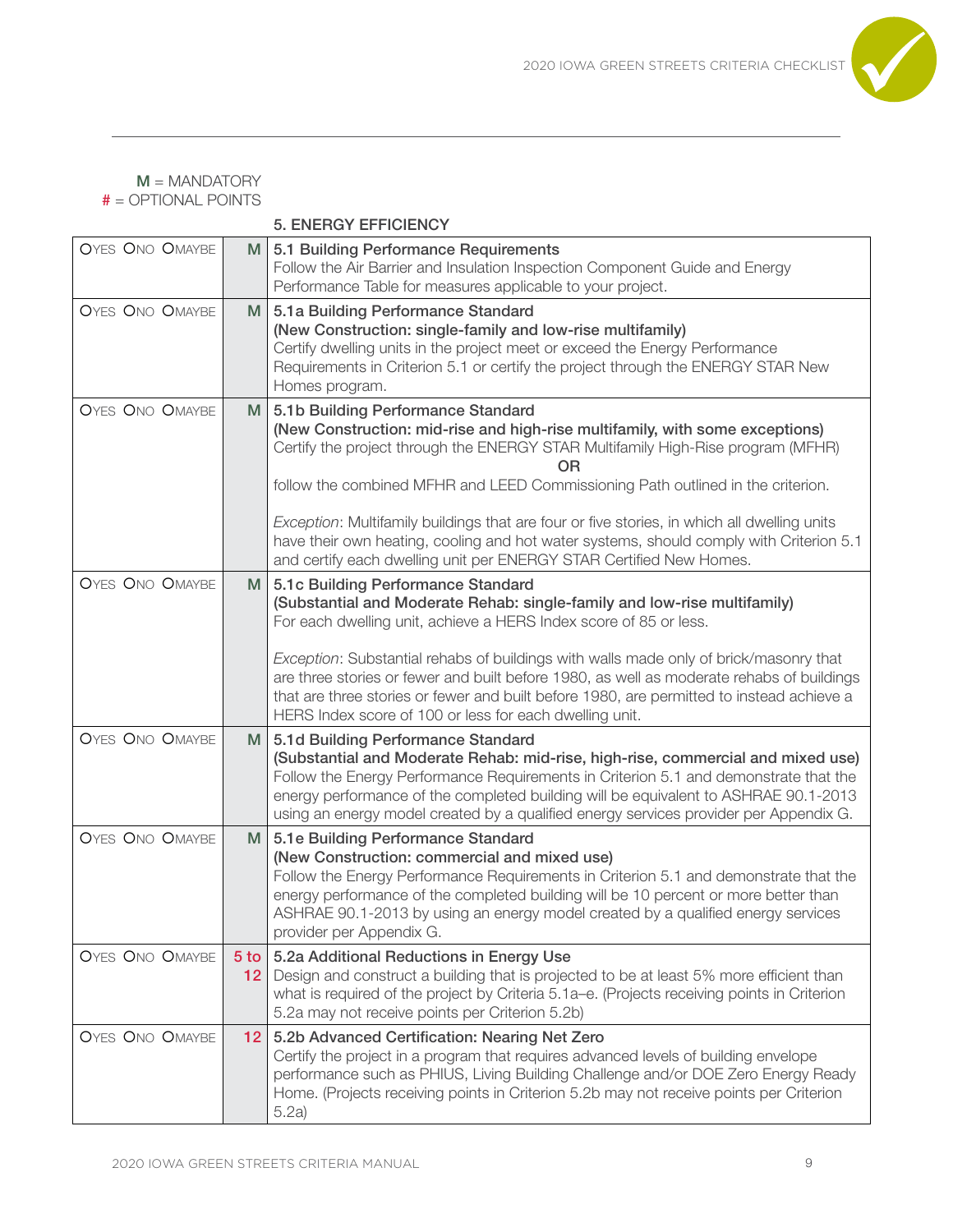**M** = MANDATORY
**#** = OPTIONAL POINTS

## 5. ENERGY EFFICIENCY

| | | |
|---|---|---|
| O YES O NO O MAYBE | M | **5.1 Building Performance Requirements**<br>Follow the Air Barrier and Insulation Inspection Component Guide and Energy Performance Table for measures applicable to your project. |
| O YES O NO O MAYBE | M | **5.1a Building Performance Standard**<br>**(New Construction: single-family and low-rise multifamily)**<br>Certify dwelling units in the project meet or exceed the Energy Performance Requirements in Criterion 5.1 or certify the project through the ENERGY STAR New Homes program. |
| O YES O NO O MAYBE | M | **5.1b Building Performance Standard**<br>**(New Construction: mid-rise and high-rise multifamily, with some exceptions)**<br>Certify the project through the ENERGY STAR Multifamily High-Rise program (MFHR)<br>OR<br>follow the combined MFHR and LEED Commissioning Path outlined in the criterion.<br><br>*Exception*: Multifamily buildings that are four or five stories, in which all dwelling units have their own heating, cooling and hot water systems, should comply with Criterion 5.1 and certify each dwelling unit per ENERGY STAR Certified New Homes. |
| O YES O NO O MAYBE | M | **5.1c Building Performance Standard**<br>**(Substantial and Moderate Rehab: single-family and low-rise multifamily)**<br>For each dwelling unit, achieve a HERS Index score of 85 or less.<br><br>*Exception*: Substantial rehabs of buildings with walls made only of brick/masonry that are three stories or fewer and built before 1980, as well as moderate rehabs of buildings that are three stories or fewer and built before 1980, are permitted to instead achieve a HERS Index score of 100 or less for each dwelling unit. |
| O YES O NO O MAYBE | M | **5.1d Building Performance Standard**<br>**(Substantial and Moderate Rehab: mid-rise, high-rise, commercial and mixed use)**<br>Follow the Energy Performance Requirements in Criterion 5.1 and demonstrate that the energy performance of the completed building will be equivalent to ASHRAE 90.1-2013 using an energy model created by a qualified energy services provider per Appendix G. |
| O YES O NO O MAYBE | M | **5.1e Building Performance Standard**<br>**(New Construction: commercial and mixed use)**<br>Follow the Energy Performance Requirements in Criterion 5.1 and demonstrate that the energy performance of the completed building will be 10 percent or more better than ASHRAE 90.1-2013 by using an energy model created by a qualified energy services provider per Appendix G. |
| O YES O NO O MAYBE | 5 to 12 | **5.2a Additional Reductions in Energy Use**<br>Design and construct a building that is projected to be at least 5% more efficient than what is required of the project by Criteria 5.1a–e. (Projects receiving points in Criterion 5.2a may not receive points per Criterion 5.2b) |
| O YES O NO O MAYBE | 12 | **5.2b Advanced Certification: Nearing Net Zero**<br>Certify the project in a program that requires advanced levels of building envelope performance such as PHIUS, Living Building Challenge and/or DOE Zero Energy Ready Home. (Projects receiving points in Criterion 5.2b may not receive points per Criterion 5.2a) |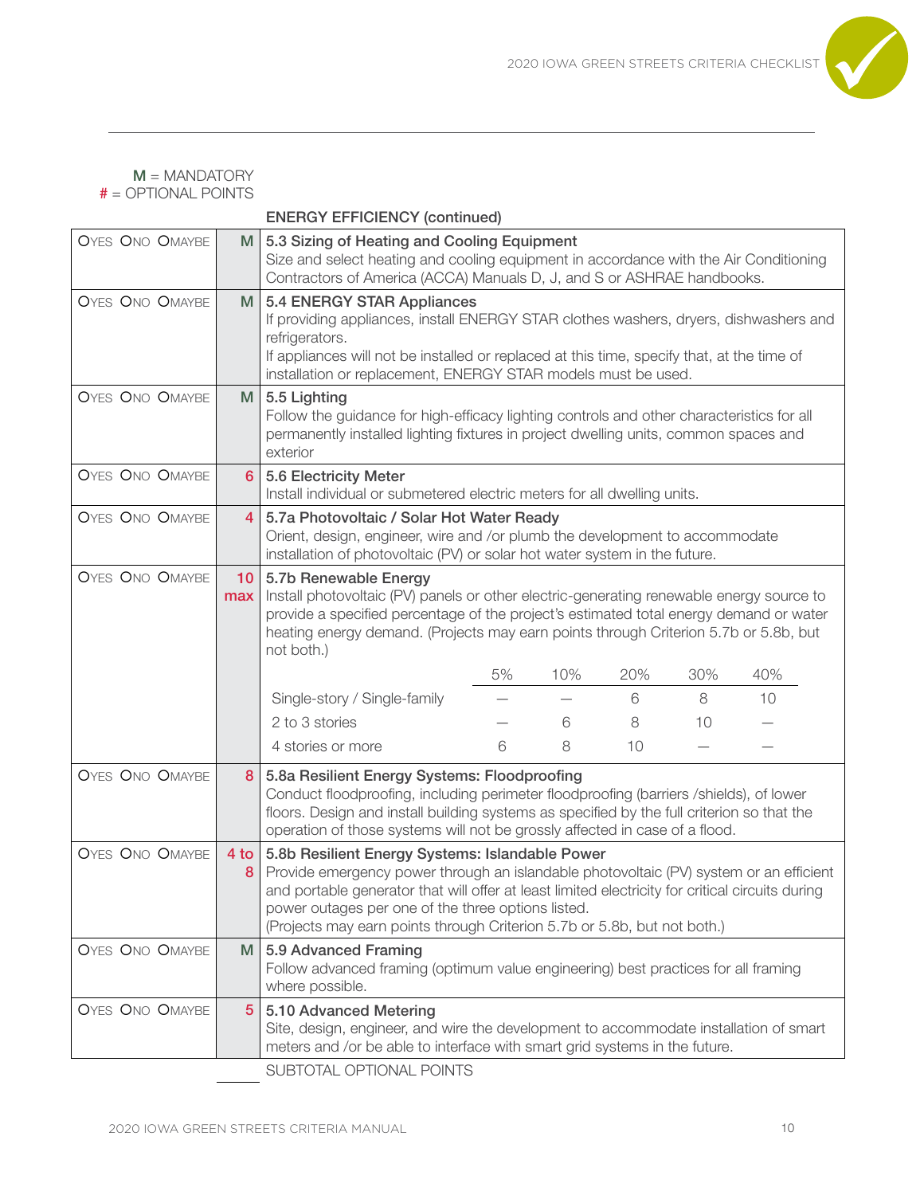**M** = MANDATORY
**#** = OPTIONAL POINTS

### ENERGY EFFICIENCY (continued)

| | | |
|---|---|---|
| OYES ONO OMAYBE | M | **5.3 Sizing of Heating and Cooling Equipment**<br>Size and select heating and cooling equipment in accordance with the Air Conditioning Contractors of America (ACCA) Manuals D, J, and S or ASHRAE handbooks. |
| OYES ONO OMAYBE | M | **5.4 ENERGY STAR Appliances**<br>If providing appliances, install ENERGY STAR clothes washers, dryers, dishwashers and refrigerators.<br>If appliances will not be installed or replaced at this time, specify that, at the time of installation or replacement, ENERGY STAR models must be used. |
| OYES ONO OMAYBE | M | **5.5 Lighting**<br>Follow the guidance for high-efficacy lighting controls and other characteristics for all permanently installed lighting fixtures in project dwelling units, common spaces and exterior |
| OYES ONO OMAYBE | 6 | **5.6 Electricity Meter**<br>Install individual or submetered electric meters for all dwelling units. |
| OYES ONO OMAYBE | 4 | **5.7a Photovoltaic / Solar Hot Water Ready**<br>Orient, design, engineer, wire and /or plumb the development to accommodate installation of photovoltaic (PV) or solar hot water system in the future. |
| OYES ONO OMAYBE | 10 max | **5.7b Renewable Energy**<br>Install photovoltaic (PV) panels or other electric-generating renewable energy source to provide a specified percentage of the project's estimated total energy demand or water heating energy demand. (Projects may earn points through Criterion 5.7b or 5.8b, but not both.) |
| OYES ONO OMAYBE | 8 | **5.8a Resilient Energy Systems: Floodproofing**<br>Conduct floodproofing, including perimeter floodproofing (barriers /shields), of lower floors. Design and install building systems as specified by the full criterion so that the operation of those systems will not be grossly affected in case of a flood. |
| OYES ONO OMAYBE | 4 to 8 | **5.8b Resilient Energy Systems: Islandable Power**<br>Provide emergency power through an islandable photovoltaic (PV) system or an efficient and portable generator that will offer at least limited electricity for critical circuits during power outages per one of the three options listed.<br>(Projects may earn points through Criterion 5.7b or 5.8b, but not both.) |
| OYES ONO OMAYBE | M | **5.9 Advanced Framing**<br>Follow advanced framing (optimum value engineering) best practices for all framing where possible. |
| OYES ONO OMAYBE | 5 | **5.10 Advanced Metering**<br>Site, design, engineer, and wire the development to accommodate installation of smart meters and /or be able to interface with smart grid systems in the future. |

5.7b Renewable Energy points:

| | 5% | 10% | 20% | 30% | 40% |
|---|---|---|---|---|---|
| Single-story / Single-family | — | — | 6 | 8 | 10 |
| 2 to 3 stories | — | 6 | 8 | 10 | — |
| 4 stories or more | 6 | 8 | 10 | — | — |

\_\_\_\_\_\_ SUBTOTAL OPTIONAL POINTS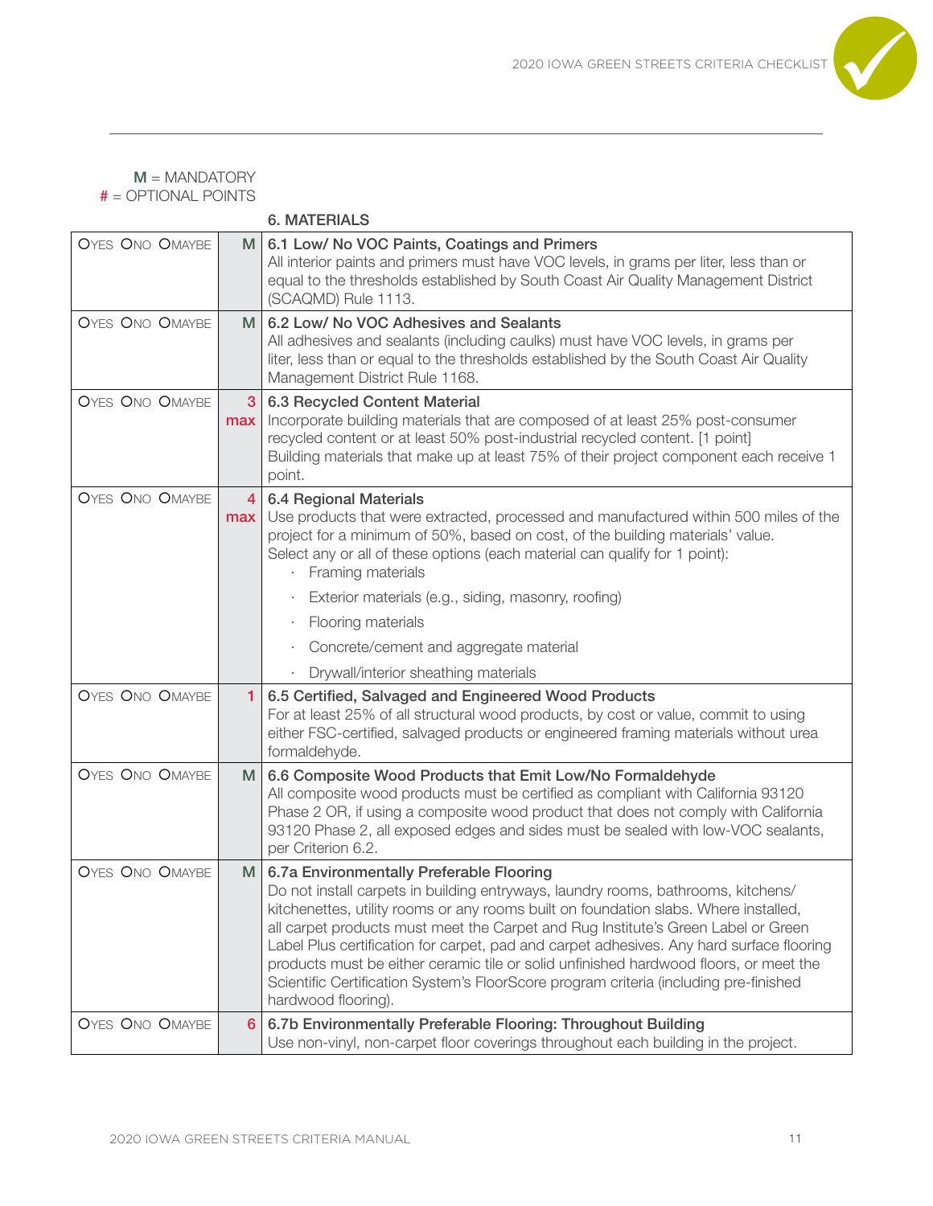**M** = MANDATORY
**#** = OPTIONAL POINTS

## 6. MATERIALS

| | | |
|---|---|---|
| OYES ONO OMAYBE | M | **6.1 Low/ No VOC Paints, Coatings and Primers**<br>All interior paints and primers must have VOC levels, in grams per liter, less than or equal to the thresholds established by South Coast Air Quality Management District (SCAQMD) Rule 1113. |
| OYES ONO OMAYBE | M | **6.2 Low/ No VOC Adhesives and Sealants**<br>All adhesives and sealants (including caulks) must have VOC levels, in grams per liter, less than or equal to the thresholds established by the South Coast Air Quality Management District Rule 1168. |
| OYES ONO OMAYBE | 3 max | **6.3 Recycled Content Material**<br>Incorporate building materials that are composed of at least 25% post-consumer recycled content or at least 50% post-industrial recycled content. [1 point]<br>Building materials that make up at least 75% of their project component each receive 1 point. |
| OYES ONO OMAYBE | 4 max | **6.4 Regional Materials**<br>Use products that were extracted, processed and manufactured within 500 miles of the project for a minimum of 50%, based on cost, of the building materials' value.<br>Select any or all of these options (each material can qualify for 1 point):<br>· Framing materials<br>· Exterior materials (e.g., siding, masonry, roofing)<br>· Flooring materials<br>· Concrete/cement and aggregate material<br>· Drywall/interior sheathing materials |
| OYES ONO OMAYBE | 1 | **6.5 Certified, Salvaged and Engineered Wood Products**<br>For at least 25% of all structural wood products, by cost or value, commit to using either FSC-certified, salvaged products or engineered framing materials without urea formaldehyde. |
| OYES ONO OMAYBE | M | **6.6 Composite Wood Products that Emit Low/No Formaldehyde**<br>All composite wood products must be certified as compliant with California 93120 Phase 2 OR, if using a composite wood product that does not comply with California 93120 Phase 2, all exposed edges and sides must be sealed with low-VOC sealants, per Criterion 6.2. |
| OYES ONO OMAYBE | M | **6.7a Environmentally Preferable Flooring**<br>Do not install carpets in building entryways, laundry rooms, bathrooms, kitchens/ kitchenettes, utility rooms or any rooms built on foundation slabs. Where installed, all carpet products must meet the Carpet and Rug Institute's Green Label or Green Label Plus certification for carpet, pad and carpet adhesives. Any hard surface flooring products must be either ceramic tile or solid unfinished hardwood floors, or meet the Scientific Certification System's FloorScore program criteria (including pre-finished hardwood flooring). |
| OYES ONO OMAYBE | 6 | **6.7b Environmentally Preferable Flooring: Throughout Building**<br>Use non-vinyl, non-carpet floor coverings throughout each building in the project. |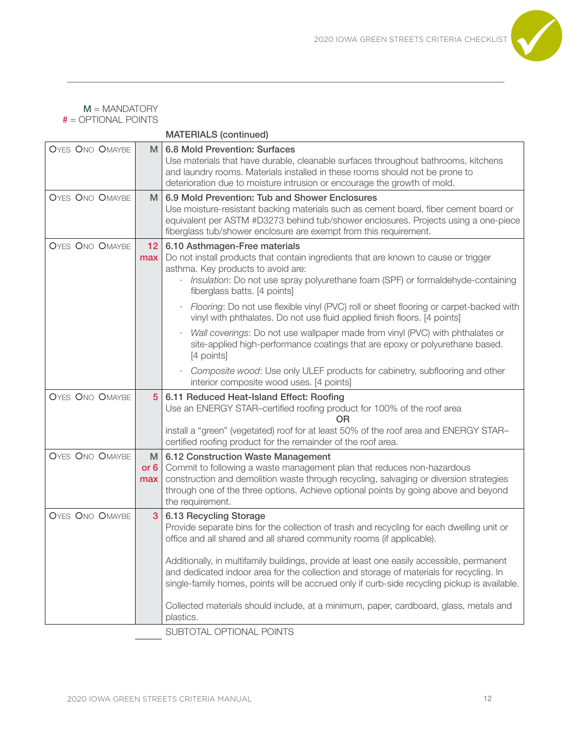**M** = MANDATORY
**#** = OPTIONAL POINTS

**MATERIALS (continued)**

| | | |
|---|---|---|
| O YES O NO O MAYBE | M | **6.8 Mold Prevention: Surfaces**<br>Use materials that have durable, cleanable surfaces throughout bathrooms, kitchens and laundry rooms. Materials installed in these rooms should not be prone to deterioration due to moisture intrusion or encourage the growth of mold. |
| O YES O NO O MAYBE | M | **6.9 Mold Prevention: Tub and Shower Enclosures**<br>Use moisture-resistant backing materials such as cement board, fiber cement board or equivalent per ASTM #D3273 behind tub/shower enclosures. Projects using a one-piece fiberglass tub/shower enclosure are exempt from this requirement. |
| O YES O NO O MAYBE | 12 max | **6.10 Asthmagen-Free materials**<br>Do not install products that contain ingredients that are known to cause or trigger asthma. Key products to avoid are:<br>· *Insulation*: Do not use spray polyurethane foam (SPF) or formaldehyde-containing fiberglass batts. [4 points]<br>· *Flooring*: Do not use flexible vinyl (PVC) roll or sheet flooring or carpet-backed with vinyl with phthalates. Do not use fluid applied finish floors. [4 points]<br>· *Wall coverings*: Do not use wallpaper made from vinyl (PVC) with phthalates or site-applied high-performance coatings that are epoxy or polyurethane based. [4 points]<br>· *Composite wood*: Use only ULEF products for cabinetry, subflooring and other interior composite wood uses. [4 points] |
| O YES O NO O MAYBE | 5 | **6.11 Reduced Heat-Island Effect: Roofing**<br>Use an ENERGY STAR–certified roofing product for 100% of the roof area<br>**OR**<br>install a "green" (vegetated) roof for at least 50% of the roof area and ENERGY STAR–certified roofing product for the remainder of the roof area. |
| O YES O NO O MAYBE | M or 6 max | **6.12 Construction Waste Management**<br>Commit to following a waste management plan that reduces non-hazardous construction and demolition waste through recycling, salvaging or diversion strategies through one of the three options. Achieve optional points by going above and beyond the requirement. |
| O YES O NO O MAYBE | 3 | **6.13 Recycling Storage**<br>Provide separate bins for the collection of trash and recycling for each dwelling unit or office and all shared and all shared community rooms (if applicable).<br><br>Additionally, in multifamily buildings, provide at least one easily accessible, permanent and dedicated indoor area for the collection and storage of materials for recycling. In single-family homes, points will be accrued only if curb-side recycling pickup is available.<br><br>Collected materials should include, at a minimum, paper, cardboard, glass, metals and plastics. |
| | ____ | SUBTOTAL OPTIONAL POINTS |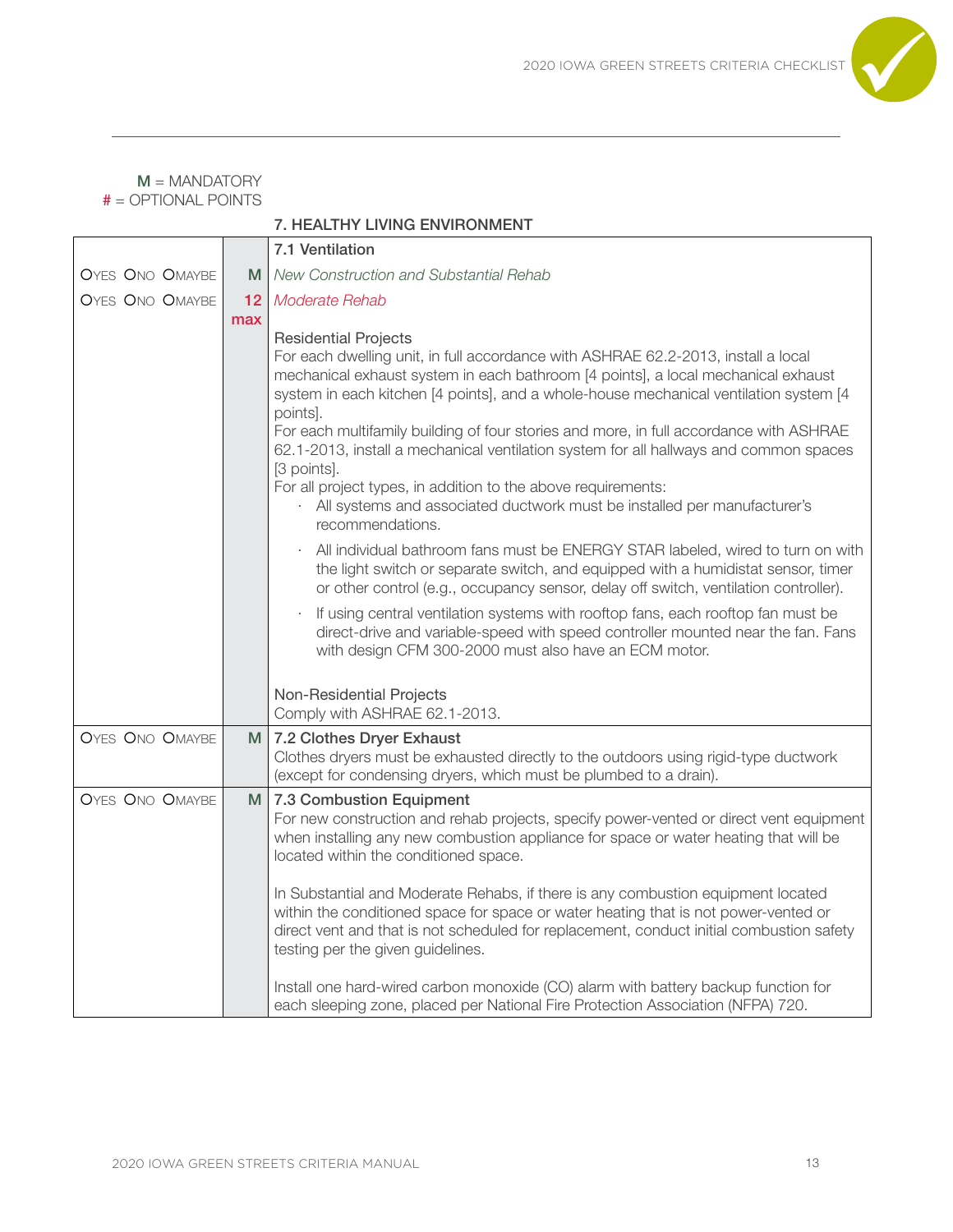**M** = MANDATORY
**#** = OPTIONAL POINTS

## 7. HEALTHY LIVING ENVIRONMENT

| | | |
|---|---|---|
| | | **7.1 Ventilation** |
| OYES ONO OMAYBE | M | *New Construction and Substantial Rehab* |
| OYES ONO OMAYBE | 12 max | *Moderate Rehab*<br><br>Residential Projects<br>For each dwelling unit, in full accordance with ASHRAE 62.2-2013, install a local mechanical exhaust system in each bathroom [4 points], a local mechanical exhaust system in each kitchen [4 points], and a whole-house mechanical ventilation system [4 points].<br>For each multifamily building of four stories and more, in full accordance with ASHRAE 62.1-2013, install a mechanical ventilation system for all hallways and common spaces [3 points].<br>For all project types, in addition to the above requirements:<br>· All systems and associated ductwork must be installed per manufacturer's recommendations.<br>· All individual bathroom fans must be ENERGY STAR labeled, wired to turn on with the light switch or separate switch, and equipped with a humidistat sensor, timer or other control (e.g., occupancy sensor, delay off switch, ventilation controller).<br>· If using central ventilation systems with rooftop fans, each rooftop fan must be direct-drive and variable-speed with speed controller mounted near the fan. Fans with design CFM 300-2000 must also have an ECM motor.<br><br>Non-Residential Projects<br>Comply with ASHRAE 62.1-2013. |
| OYES ONO OMAYBE | M | **7.2 Clothes Dryer Exhaust**<br>Clothes dryers must be exhausted directly to the outdoors using rigid-type ductwork (except for condensing dryers, which must be plumbed to a drain). |
| OYES ONO OMAYBE | M | **7.3 Combustion Equipment**<br>For new construction and rehab projects, specify power-vented or direct vent equipment when installing any new combustion appliance for space or water heating that will be located within the conditioned space.<br><br>In Substantial and Moderate Rehabs, if there is any combustion equipment located within the conditioned space for space or water heating that is not power-vented or direct vent and that is not scheduled for replacement, conduct initial combustion safety testing per the given guidelines.<br><br>Install one hard-wired carbon monoxide (CO) alarm with battery backup function for each sleeping zone, placed per National Fire Protection Association (NFPA) 720. |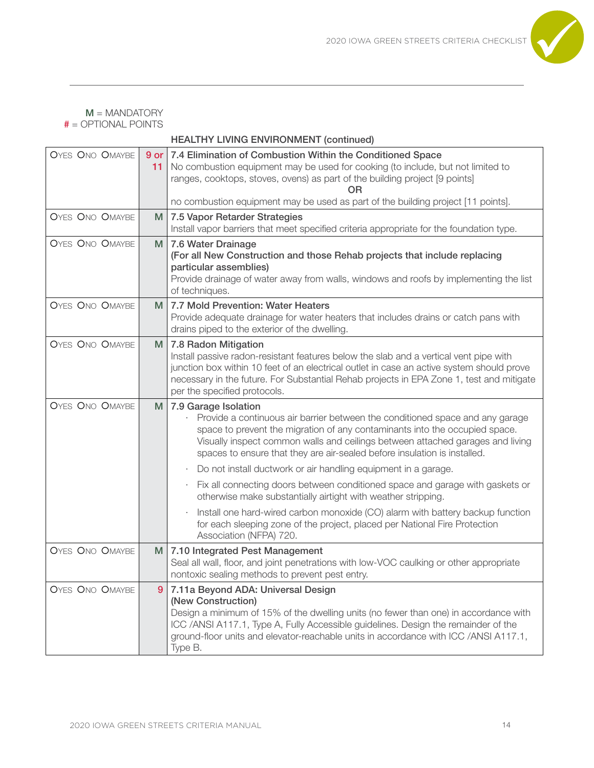**M** = MANDATORY
**#** = OPTIONAL POINTS

### HEALTHY LIVING ENVIRONMENT (continued)

| | | |
|---|---|---|
| OYES ONO OMAYBE | 9 or 11 | **7.4 Elimination of Combustion Within the Conditioned Space**<br>No combustion equipment may be used for cooking (to include, but not limited to ranges, cooktops, stoves, ovens) as part of the building project [9 points]<br>OR<br>no combustion equipment may be used as part of the building project [11 points]. |
| OYES ONO OMAYBE | M | **7.5 Vapor Retarder Strategies**<br>Install vapor barriers that meet specified criteria appropriate for the foundation type. |
| OYES ONO OMAYBE | M | **7.6 Water Drainage**<br>**(For all New Construction and those Rehab projects that include replacing particular assemblies)**<br>Provide drainage of water away from walls, windows and roofs by implementing the list of techniques. |
| OYES ONO OMAYBE | M | **7.7 Mold Prevention: Water Heaters**<br>Provide adequate drainage for water heaters that includes drains or catch pans with drains piped to the exterior of the dwelling. |
| OYES ONO OMAYBE | M | **7.8 Radon Mitigation**<br>Install passive radon-resistant features below the slab and a vertical vent pipe with junction box within 10 feet of an electrical outlet in case an active system should prove necessary in the future. For Substantial Rehab projects in EPA Zone 1, test and mitigate per the specified protocols. |
| OYES ONO OMAYBE | M | **7.9 Garage Isolation**<br>· Provide a continuous air barrier between the conditioned space and any garage space to prevent the migration of any contaminants into the occupied space. Visually inspect common walls and ceilings between attached garages and living spaces to ensure that they are air-sealed before insulation is installed.<br>· Do not install ductwork or air handling equipment in a garage.<br>· Fix all connecting doors between conditioned space and garage with gaskets or otherwise make substantially airtight with weather stripping.<br>· Install one hard-wired carbon monoxide (CO) alarm with battery backup function for each sleeping zone of the project, placed per National Fire Protection Association (NFPA) 720. |
| OYES ONO OMAYBE | M | **7.10 Integrated Pest Management**<br>Seal all wall, floor, and joint penetrations with low-VOC caulking or other appropriate nontoxic sealing methods to prevent pest entry. |
| OYES ONO OMAYBE | 9 | **7.11a Beyond ADA: Universal Design**<br>**(New Construction)**<br>Design a minimum of 15% of the dwelling units (no fewer than one) in accordance with ICC /ANSI A117.1, Type A, Fully Accessible guidelines. Design the remainder of the ground-floor units and elevator-reachable units in accordance with ICC /ANSI A117.1, Type B. |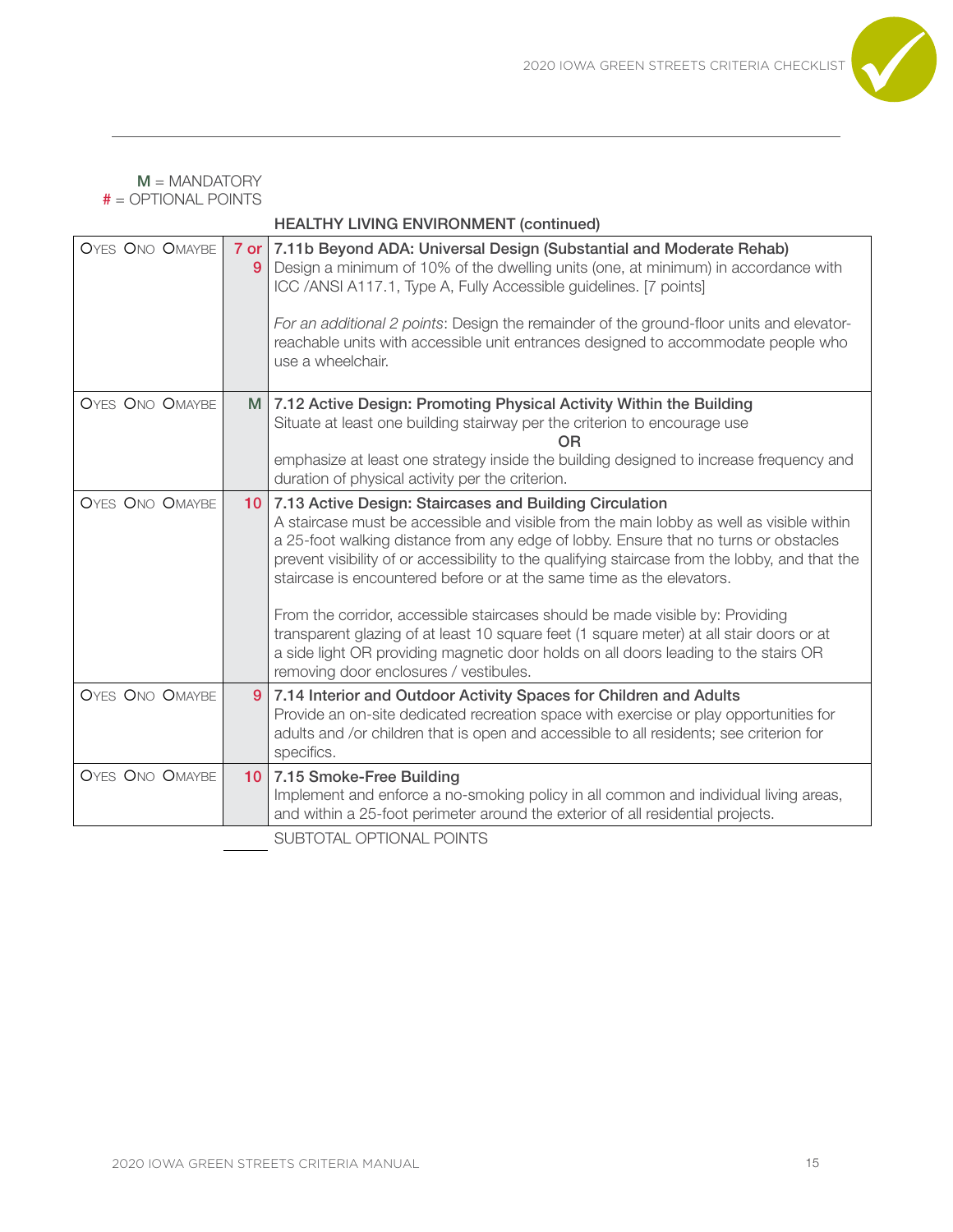**M** = MANDATORY
**#** = OPTIONAL POINTS

## HEALTHY LIVING ENVIRONMENT (continued)

| | | |
|---|---|---|
| OYES ONO OMAYBE | 7 or 9 | **7.11b Beyond ADA: Universal Design (Substantial and Moderate Rehab)**<br>Design a minimum of 10% of the dwelling units (one, at minimum) in accordance with ICC /ANSI A117.1, Type A, Fully Accessible guidelines. [7 points]<br><br>*For an additional 2 points*: Design the remainder of the ground-floor units and elevator-reachable units with accessible unit entrances designed to accommodate people who use a wheelchair. |
| OYES ONO OMAYBE | M | **7.12 Active Design: Promoting Physical Activity Within the Building**<br>Situate at least one building stairway per the criterion to encourage use<br>OR<br>emphasize at least one strategy inside the building designed to increase frequency and duration of physical activity per the criterion. |
| OYES ONO OMAYBE | 10 | **7.13 Active Design: Staircases and Building Circulation**<br>A staircase must be accessible and visible from the main lobby as well as visible within a 25-foot walking distance from any edge of lobby. Ensure that no turns or obstacles prevent visibility of or accessibility to the qualifying staircase from the lobby, and that the staircase is encountered before or at the same time as the elevators.<br><br>From the corridor, accessible staircases should be made visible by: Providing transparent glazing of at least 10 square feet (1 square meter) at all stair doors or at a side light OR providing magnetic door holds on all doors leading to the stairs OR removing door enclosures / vestibules. |
| OYES ONO OMAYBE | 9 | **7.14 Interior and Outdoor Activity Spaces for Children and Adults**<br>Provide an on-site dedicated recreation space with exercise or play opportunities for adults and /or children that is open and accessible to all residents; see criterion for specifics. |
| OYES ONO OMAYBE | 10 | **7.15 Smoke-Free Building**<br>Implement and enforce a no-smoking policy in all common and individual living areas, and within a 25-foot perimeter around the exterior of all residential projects. |
| | _____ | SUBTOTAL OPTIONAL POINTS |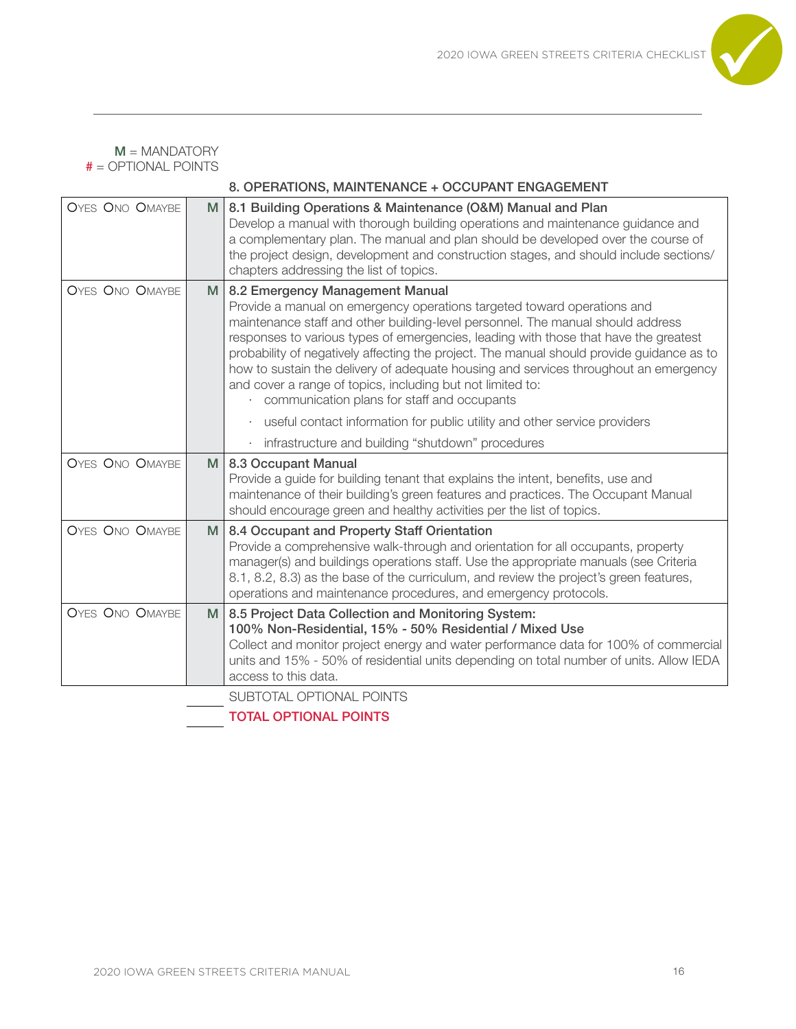**M** = MANDATORY
**#** = OPTIONAL POINTS

## 8. OPERATIONS, MAINTENANCE + OCCUPANT ENGAGEMENT

| | | |
|---|---|---|
| ○YES ○NO ○MAYBE | M | **8.1 Building Operations & Maintenance (O&M) Manual and Plan**<br>Develop a manual with thorough building operations and maintenance guidance and a complementary plan. The manual and plan should be developed over the course of the project design, development and construction stages, and should include sections/chapters addressing the list of topics. |
| ○YES ○NO ○MAYBE | M | **8.2 Emergency Management Manual**<br>Provide a manual on emergency operations targeted toward operations and maintenance staff and other building-level personnel. The manual should address responses to various types of emergencies, leading with those that have the greatest probability of negatively affecting the project. The manual should provide guidance as to how to sustain the delivery of adequate housing and services throughout an emergency and cover a range of topics, including but not limited to:<br>· communication plans for staff and occupants<br>· useful contact information for public utility and other service providers<br>· infrastructure and building "shutdown" procedures |
| ○YES ○NO ○MAYBE | M | **8.3 Occupant Manual**<br>Provide a guide for building tenant that explains the intent, benefits, use and maintenance of their building's green features and practices. The Occupant Manual should encourage green and healthy activities per the list of topics. |
| ○YES ○NO ○MAYBE | M | **8.4 Occupant and Property Staff Orientation**<br>Provide a comprehensive walk-through and orientation for all occupants, property manager(s) and buildings operations staff. Use the appropriate manuals (see Criteria 8.1, 8.2, 8.3) as the base of the curriculum, and review the project's green features, operations and maintenance procedures, and emergency protocols. |
| ○YES ○NO ○MAYBE | M | **8.5 Project Data Collection and Monitoring System: 100% Non-Residential, 15% - 50% Residential / Mixed Use**<br>Collect and monitor project energy and water performance data for 100% of commercial units and 15% - 50% of residential units depending on total number of units. Allow IEDA access to this data. |

_____ SUBTOTAL OPTIONAL POINTS

_____ **TOTAL OPTIONAL POINTS**